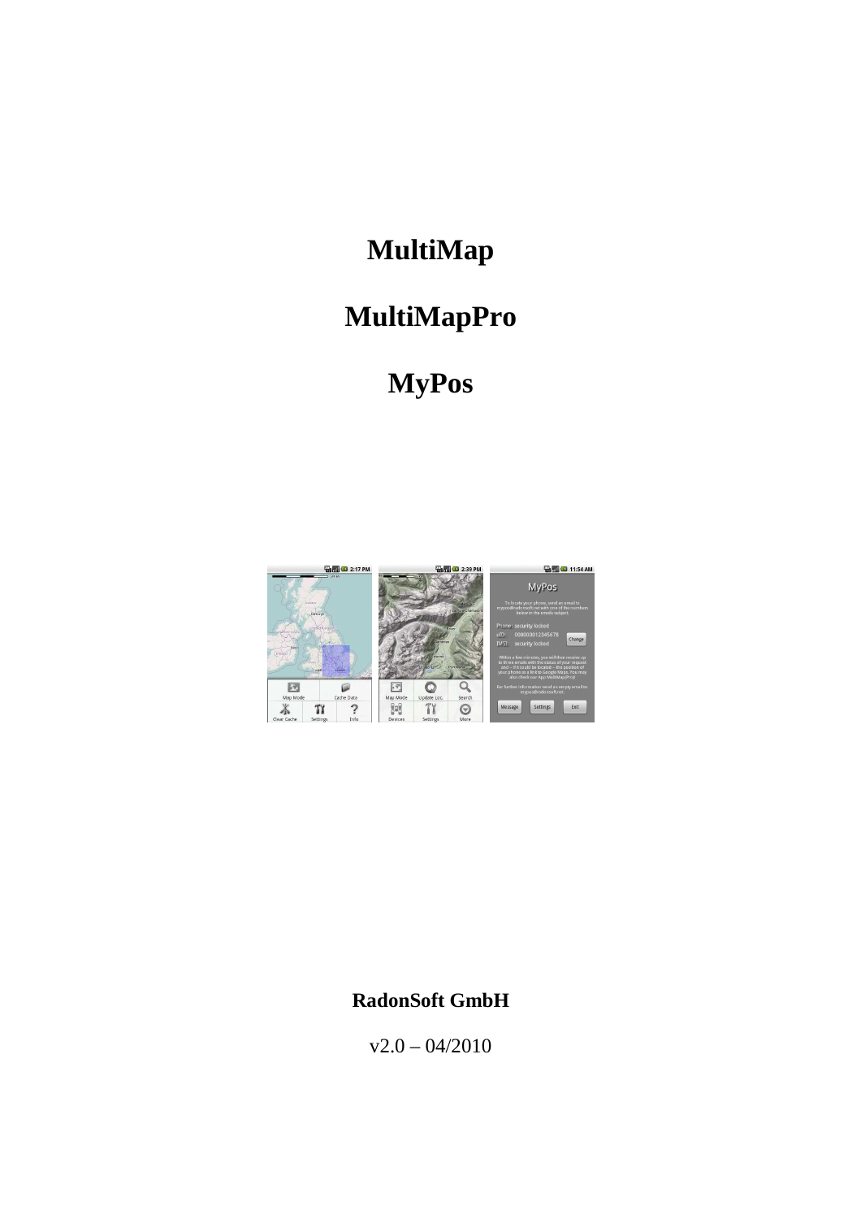# MultiMap

# MultiMapPro

# MyPos

**RadonSoft GmbH**

v2.0 – 04/2010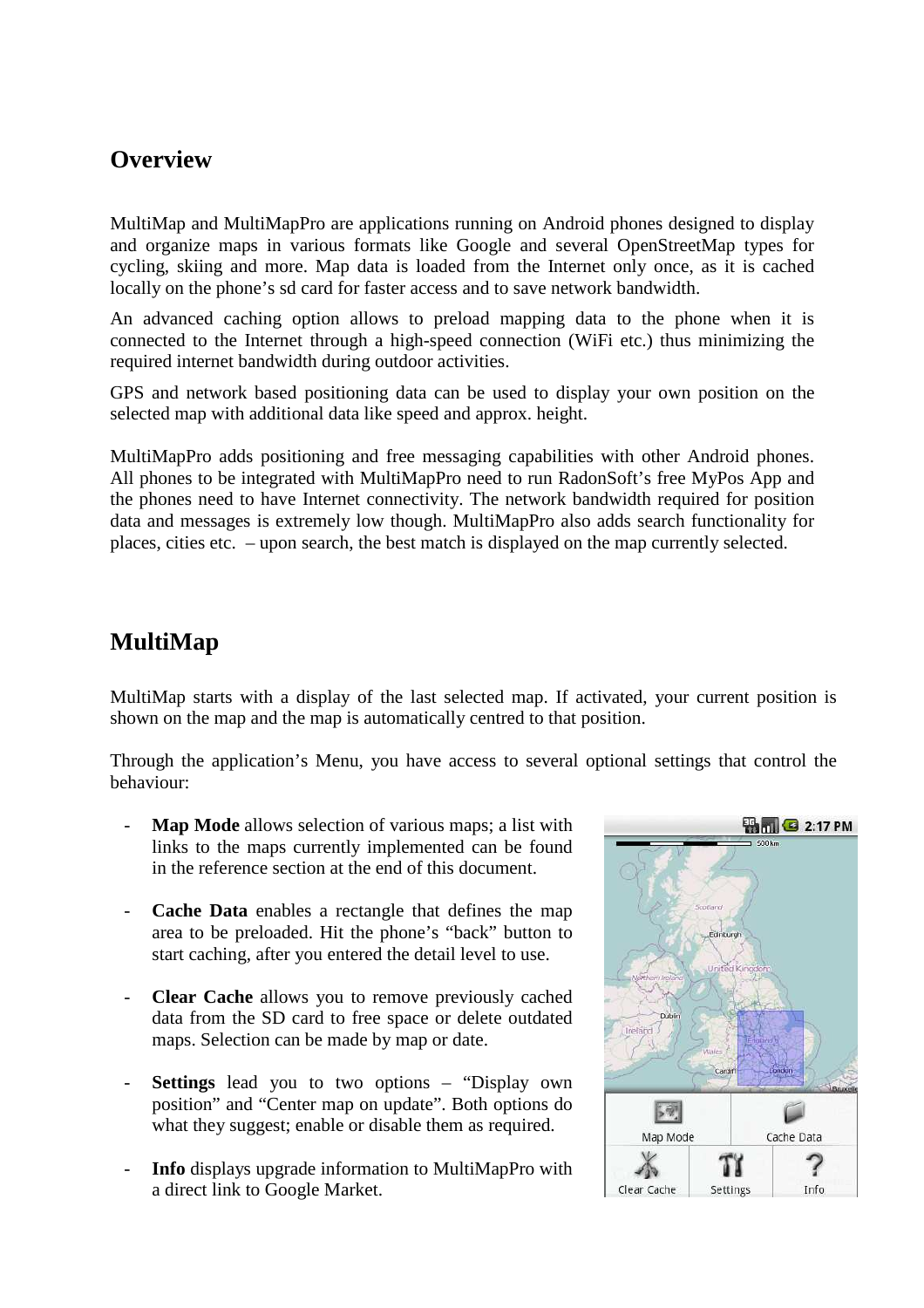## Overview

MultiMap and MultiMapPro are applications running on Android phones designed to display and organize maps in various formats like Google and several OpenStreetMap types for cycling, skiing and more. Map data is loaded from the Internet only once, as it is cached locally on the phone's sd card for faster access and to save network bandwidth.

An advanced caching option allows to preload mapping data to the phone when it is connected to the Internet through a high-speed connection (WiFi etc.) thus minimizing the required internet bandwidth during outdoor activities.

GPS and network based positioning data can be used to display your own position on the selected map with additional data like speed and approx. height.

MultiMapPro adds positioning and free messaging capabilities with other Android phones. All phones to be integrated with MultiMapPro need to run RadonSoft's free MyPos App and the phones need to have Internet connectivity. The network bandwidth required for position data and messages is extremely low though. MultiMapPro also adds search functionality for places, cities etc. – upon search, the best match is displayed on the map currently selected.

## MultiMap

MultiMap starts with a display of the last selected map. If activated, your current position is shown on the map and the map is automatically centred to that position.

Through the application's Menu, you have access to several optional settings that control the behaviour:

- **Map Mode** allows selection of various maps; a list with links to the maps currently implemented can be found in the reference section at the end of this document.
- **Cache Data** enables a rectangle that defines the map area to be preloaded. Hit the phone's "back" button to start caching, after you entered the detail level to use.
- **Clear Cache** allows you to remove previously cached data from the SD card to free space or delete outdated maps. Selection can be made by map or date.
- **Settings** lead you to two options – "Display own position" and "Center map on update". Both options do what they suggest; enable or disable them as required.
- **Info** displays upgrade information to MultiMapPro with a direct link to Google Market.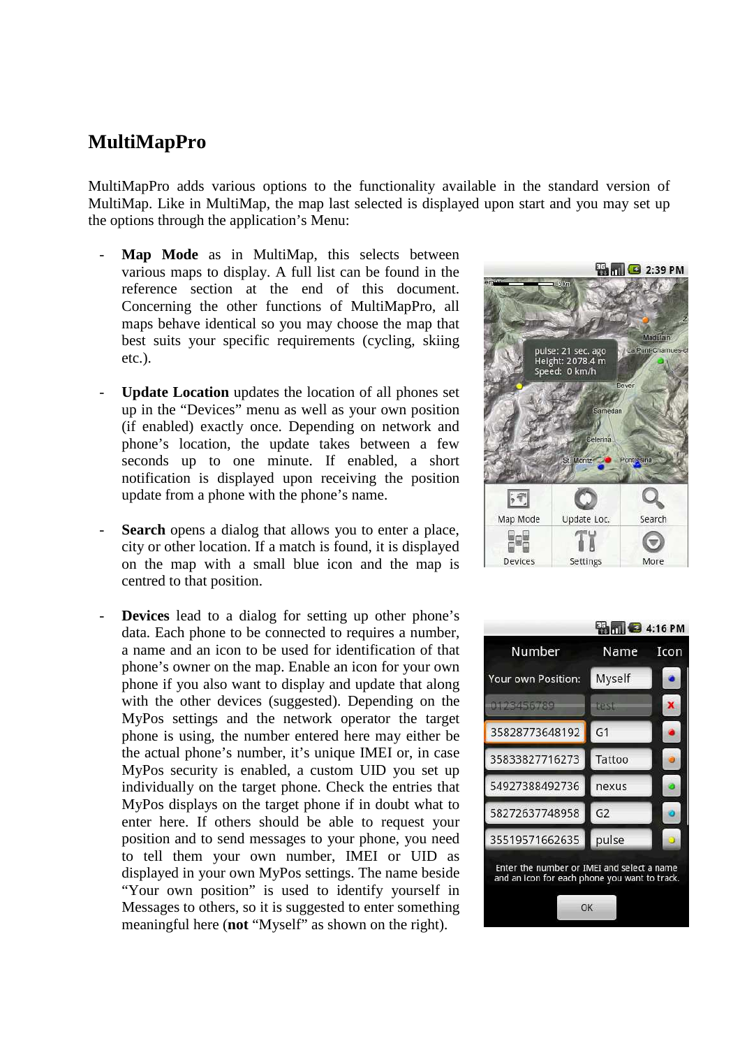# MultiMapPro

MultiMapPro adds various options to the functionality available in the standard version of MultiMap. Like in MultiMap, the map last selected is displayed upon start and you may set up the options through the application's Menu:

- **Map Mode** as in MultiMap, this selects between various maps to display. A full list can be found in the reference section at the end of this document. Concerning the other functions of MultiMapPro, all maps behave identical so you may choose the map that best suits your specific requirements (cycling, skiing etc.).

- **Update Location** updates the location of all phones set up in the "Devices" menu as well as your own position (if enabled) exactly once. Depending on network and phone's location, the update takes between a few seconds up to one minute. If enabled, a short notification is displayed upon receiving the position update from a phone with the phone's name.

- **Search** opens a dialog that allows you to enter a place, city or other location. If a match is found, it is displayed on the map with a small blue icon and the map is centred to that position.

- **Devices** lead to a dialog for setting up other phone's data. Each phone to be connected to requires a number, a name and an icon to be used for identification of that phone's owner on the map. Enable an icon for your own phone if you also want to display and update that along with the other devices (suggested). Depending on the MyPos settings and the network operator the target phone is using, the number entered here may either be the actual phone's number, it's unique IMEI or, in case MyPos security is enabled, a custom UID you set up individually on the target phone. Check the entries that MyPos displays on the target phone if in doubt what to enter here. If others should be able to request your position and to send messages to your phone, you need to tell them your own number, IMEI or UID as displayed in your own MyPos settings. The name beside "Your own position" is used to identify yourself in Messages to others, so it is suggested to enter something meaningful here (**not** "Myself" as shown on the right).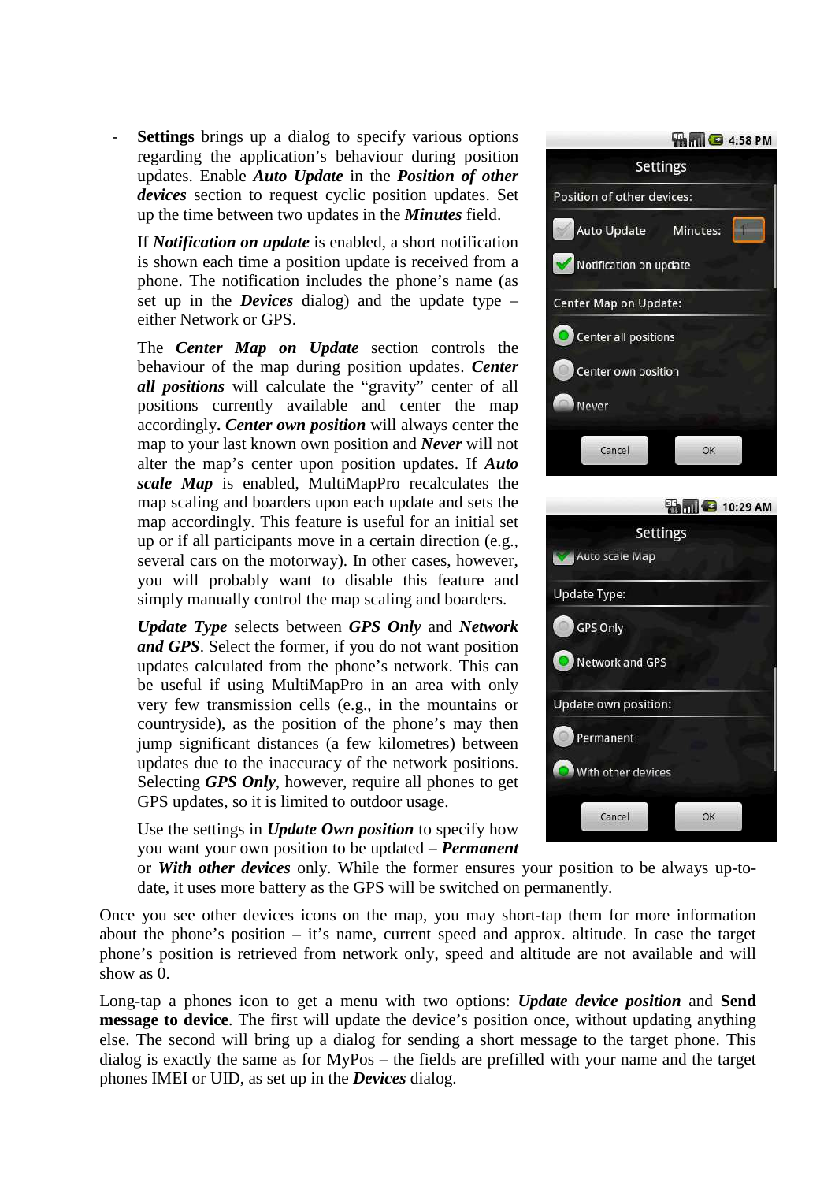- **Settings** brings up a dialog to specify various options regarding the application's behaviour during position updates. Enable ***Auto Update*** in the ***Position of other devices*** section to request cyclic position updates. Set up the time between two updates in the ***Minutes*** field.

  If ***Notification on update*** is enabled, a short notification is shown each time a position update is received from a phone. The notification includes the phone's name (as set up in the ***Devices*** dialog) and the update type – either Network or GPS.

  The ***Center Map on Update*** section controls the behaviour of the map during position updates. ***Center all positions*** will calculate the "gravity" center of all positions currently available and center the map accordingly**.** ***Center own position*** will always center the map to your last known own position and ***Never*** will not alter the map's center upon position updates. If ***Auto scale Map*** is enabled, MultiMapPro recalculates the map scaling and boarders upon each update and sets the map accordingly. This feature is useful for an initial set up or if all participants move in a certain direction (e.g., several cars on the motorway). In other cases, however, you will probably want to disable this feature and simply manually control the map scaling and boarders.

  ***Update Type*** selects between ***GPS Only*** and ***Network and GPS***. Select the former, if you do not want position updates calculated from the phone's network. This can be useful if using MultiMapPro in an area with only very few transmission cells (e.g., in the mountains or countryside), as the position of the phone's may then jump significant distances (a few kilometres) between updates due to the inaccuracy of the network positions. Selecting ***GPS Only***, however, require all phones to get GPS updates, so it is limited to outdoor usage.

  Use the settings in ***Update Own position*** to specify how you want your own position to be updated – ***Permanent*** or ***With other devices*** only. While the former ensures your position to be always up-to-date, it uses more battery as the GPS will be switched on permanently.

Once you see other devices icons on the map, you may short-tap them for more information about the phone's position – it's name, current speed and approx. altitude. In case the target phone's position is retrieved from network only, speed and altitude are not available and will show as 0.

Long-tap a phones icon to get a menu with two options: ***Update device position*** and **Send message to device**. The first will update the device's position once, without updating anything else. The second will bring up a dialog for sending a short message to the target phone. This dialog is exactly the same as for MyPos – the fields are prefilled with your name and the target phones IMEI or UID, as set up in the ***Devices*** dialog.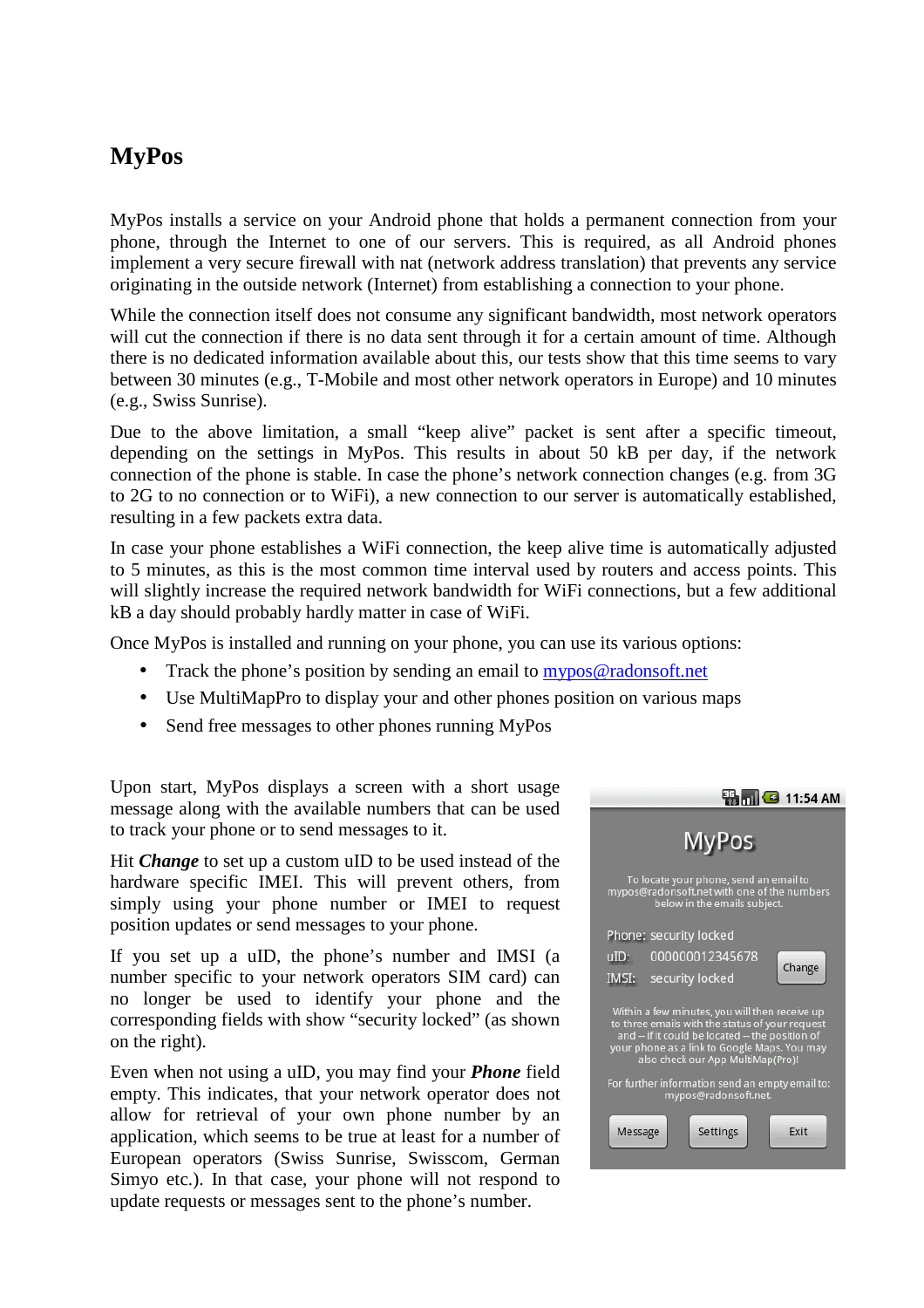# MyPos

MyPos installs a service on your Android phone that holds a permanent connection from your phone, through the Internet to one of our servers. This is required, as all Android phones implement a very secure firewall with nat (network address translation) that prevents any service originating in the outside network (Internet) from establishing a connection to your phone.

While the connection itself does not consume any significant bandwidth, most network operators will cut the connection if there is no data sent through it for a certain amount of time. Although there is no dedicated information available about this, our tests show that this time seems to vary between 30 minutes (e.g., T-Mobile and most other network operators in Europe) and 10 minutes (e.g., Swiss Sunrise).

Due to the above limitation, a small "keep alive" packet is sent after a specific timeout, depending on the settings in MyPos. This results in about 50 kB per day, if the network connection of the phone is stable. In case the phone's network connection changes (e.g. from 3G to 2G to no connection or to WiFi), a new connection to our server is automatically established, resulting in a few packets extra data.

In case your phone establishes a WiFi connection, the keep alive time is automatically adjusted to 5 minutes, as this is the most common time interval used by routers and access points. This will slightly increase the required network bandwidth for WiFi connections, but a few additional kB a day should probably hardly matter in case of WiFi.

Once MyPos is installed and running on your phone, you can use its various options:

- Track the phone's position by sending an email to mypos@radonsoft.net
- Use MultiMapPro to display your and other phones position on various maps
- Send free messages to other phones running MyPos

Upon start, MyPos displays a screen with a short usage message along with the available numbers that can be used to track your phone or to send messages to it.

Hit ***Change*** to set up a custom uID to be used instead of the hardware specific IMEI. This will prevent others, from simply using your phone number or IMEI to request position updates or send messages to your phone.

If you set up a uID, the phone's number and IMSI (a number specific to your network operators SIM card) can no longer be used to identify your phone and the corresponding fields with show "security locked" (as shown on the right).

Even when not using a uID, you may find your ***Phone*** field empty. This indicates, that your network operator does not allow for retrieval of your own phone number by an application, which seems to be true at least for a number of European operators (Swiss Sunrise, Swisscom, German Simyo etc.). In that case, your phone will not respond to update requests or messages sent to the phone's number.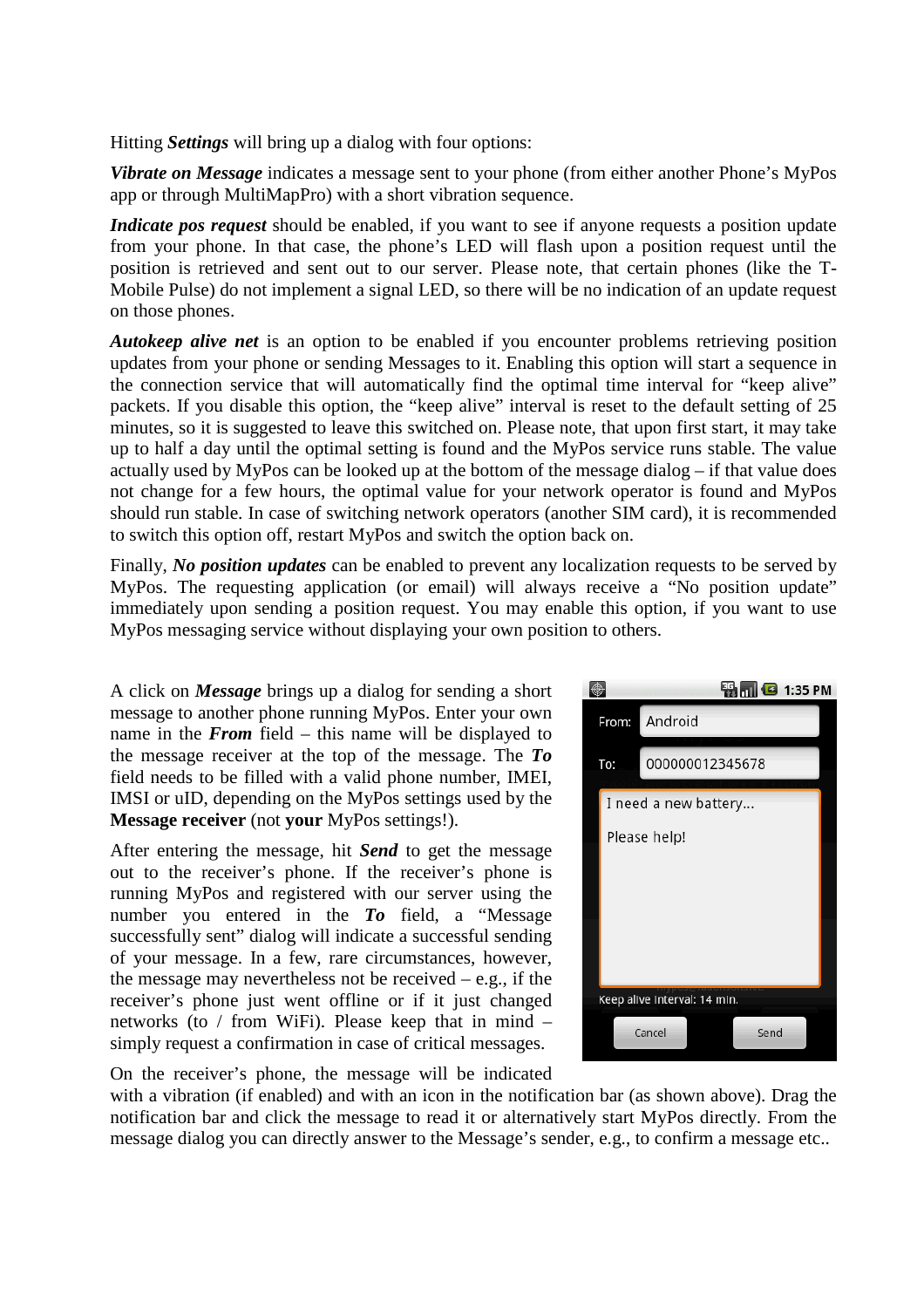Hitting ***Settings*** will bring up a dialog with four options:

***Vibrate on Message*** indicates a message sent to your phone (from either another Phone's MyPos app or through MultiMapPro) with a short vibration sequence.

***Indicate pos request*** should be enabled, if you want to see if anyone requests a position update from your phone. In that case, the phone's LED will flash upon a position request until the position is retrieved and sent out to our server. Please note, that certain phones (like the T-Mobile Pulse) do not implement a signal LED, so there will be no indication of an update request on those phones.

***Autokeep alive net*** is an option to be enabled if you encounter problems retrieving position updates from your phone or sending Messages to it. Enabling this option will start a sequence in the connection service that will automatically find the optimal time interval for "keep alive" packets. If you disable this option, the "keep alive" interval is reset to the default setting of 25 minutes, so it is suggested to leave this switched on. Please note, that upon first start, it may take up to half a day until the optimal setting is found and the MyPos service runs stable. The value actually used by MyPos can be looked up at the bottom of the message dialog – if that value does not change for a few hours, the optimal value for your network operator is found and MyPos should run stable. In case of switching network operators (another SIM card), it is recommended to switch this option off, restart MyPos and switch the option back on.

Finally, ***No position updates*** can be enabled to prevent any localization requests to be served by MyPos. The requesting application (or email) will always receive a "No position update" immediately upon sending a position request. You may enable this option, if you want to use MyPos messaging service without displaying your own position to others.

A click on ***Message*** brings up a dialog for sending a short message to another phone running MyPos. Enter your own name in the ***From*** field – this name will be displayed to the message receiver at the top of the message. The ***To*** field needs to be filled with a valid phone number, IMEI, IMSI or uID, depending on the MyPos settings used by the **Message receiver** (not **your** MyPos settings!).

After entering the message, hit ***Send*** to get the message out to the receiver's phone. If the receiver's phone is running MyPos and registered with our server using the number you entered in the ***To*** field, a "Message successfully sent" dialog will indicate a successful sending of your message. In a few, rare circumstances, however, the message may nevertheless not be received – e.g., if the receiver's phone just went offline or if it just changed networks (to / from WiFi). Please keep that in mind – simply request a confirmation in case of critical messages.

On the receiver's phone, the message will be indicated with a vibration (if enabled) and with an icon in the notification bar (as shown above). Drag the notification bar and click the message to read it or alternatively start MyPos directly. From the message dialog you can directly answer to the Message's sender, e.g., to confirm a message etc..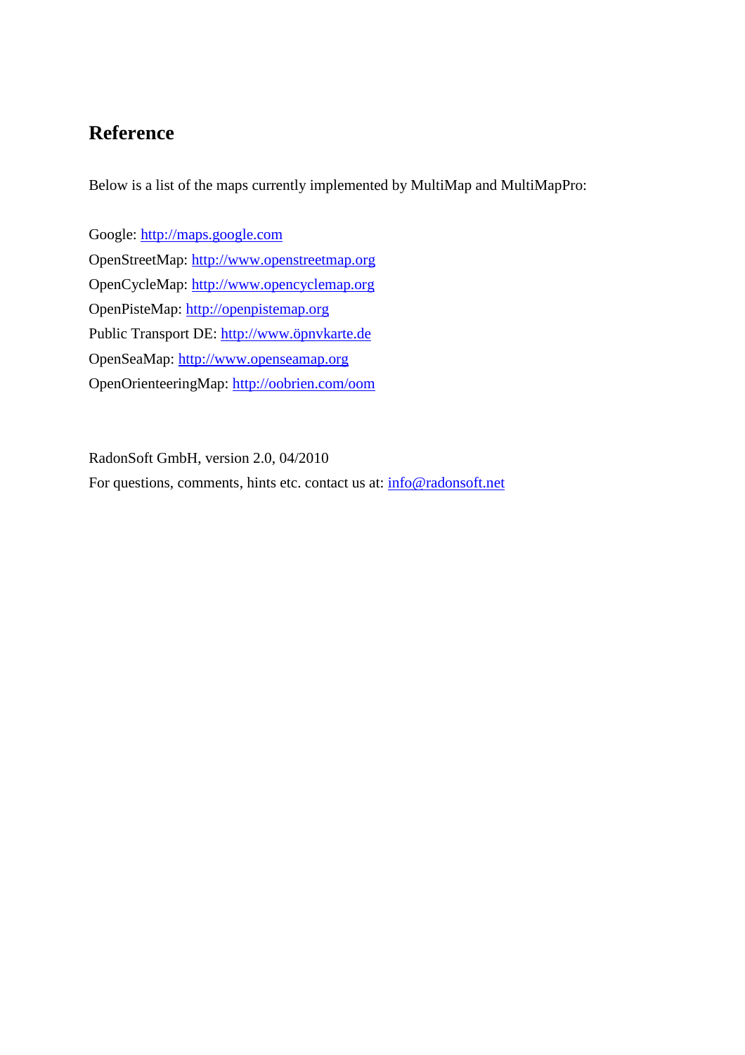# Reference

Below is a list of the maps currently implemented by MultiMap and MultiMapPro:

Google: http://maps.google.com
OpenStreetMap: http://www.openstreetmap.org
OpenCycleMap: http://www.opencyclemap.org
OpenPisteMap: http://openpistemap.org
Public Transport DE: http://www.öpnvkarte.de
OpenSeaMap: http://www.openseamap.org
OpenOrienteeringMap: http://oobrien.com/oom

RadonSoft GmbH, version 2.0, 04/2010
For questions, comments, hints etc. contact us at: info@radonsoft.net